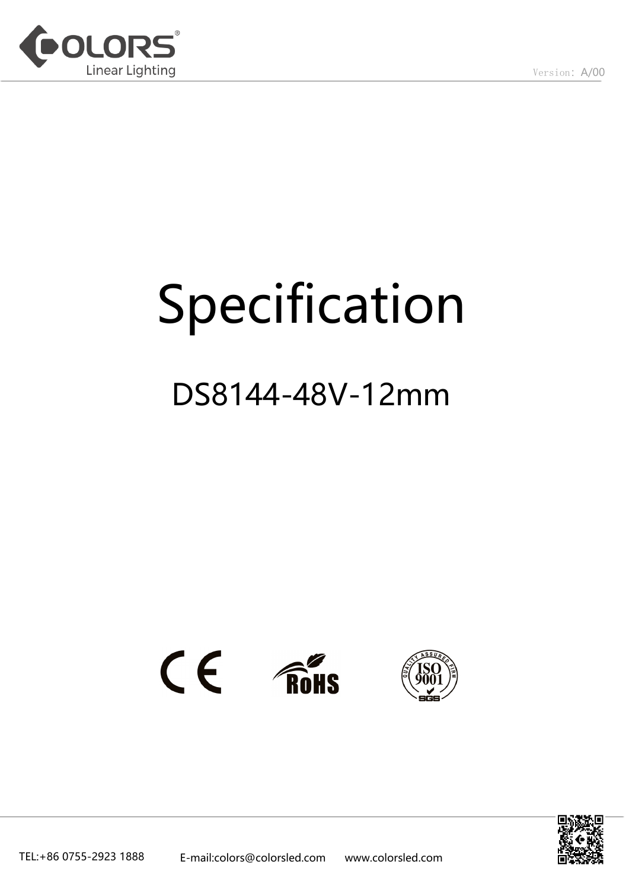Version: A/00

# Specification

## DS8144-48V-12mm

TEL:+86 0755-2923 1888 E-mail:colors@colorsled.com www.colorsled.com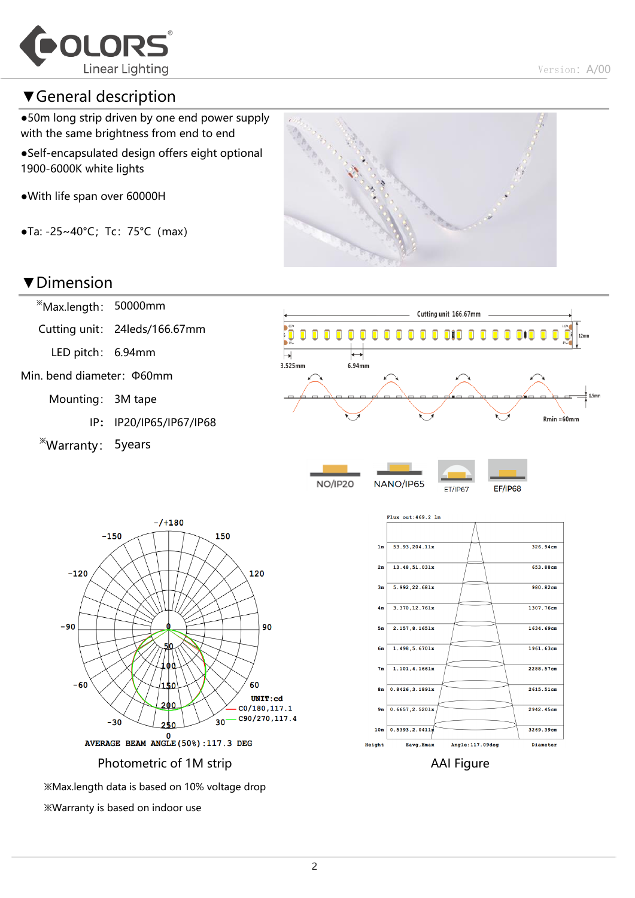## ▼General description

- ●50m long strip driven by one end power supply with the same brightness from end to end
- ●Self-encapsulated design offers eight optional 1900-6000K white lights
- ●With life span over 60000H
- ●Ta: -25~40°C; Tc: 75°C (max)

## ▼Dimension

※Max.length: 50000mm

Cutting unit: 24leds/166.67mm

LED pitch: 6.94mm

Min. bend diameter: Φ60mm

Mounting: 3M tape

IP: IP20/IP65/IP67/IP68

※Warranty: 5years

Cutting unit 166.67mm

3.525mm 6.94mm 12mm 1.5mm Rmin =60mm

NO/IP20 NANO/IP65 ET/IP67 EF/IP68

AVERAGE BEAM ANGLE(50%):117.3 DEG

UNIT:cd
C0/180,117.1
C90/270,117.4

Photometric of 1M strip

Flux out:469.2 lm

| Height | Eavg,Emax | Diameter |
|---|---|---|
| 1m | 53.93,204.11x | 326.94cm |
| 2m | 13.48,51.031x | 653.88cm |
| 3m | 5.992,22.681x | 980.82cm |
| 4m | 3.370,12.761x | 1307.76cm |
| 5m | 2.157,8.1651x | 1634.69cm |
| 6m | 1.498,5.6701x | 1961.63cm |
| 7m | 1.101,4.1661x | 2288.57cm |
| 8m | 0.8426,3.1891x | 2615.51cm |
| 9m | 0.6657,2.5201x | 2942.45cm |
| 10m | 0.5393,2.0411x | 3269.39cm |

Angle:117.09deg

AAI Figure

※Max.length data is based on 10% voltage drop

※Warranty is based on indoor use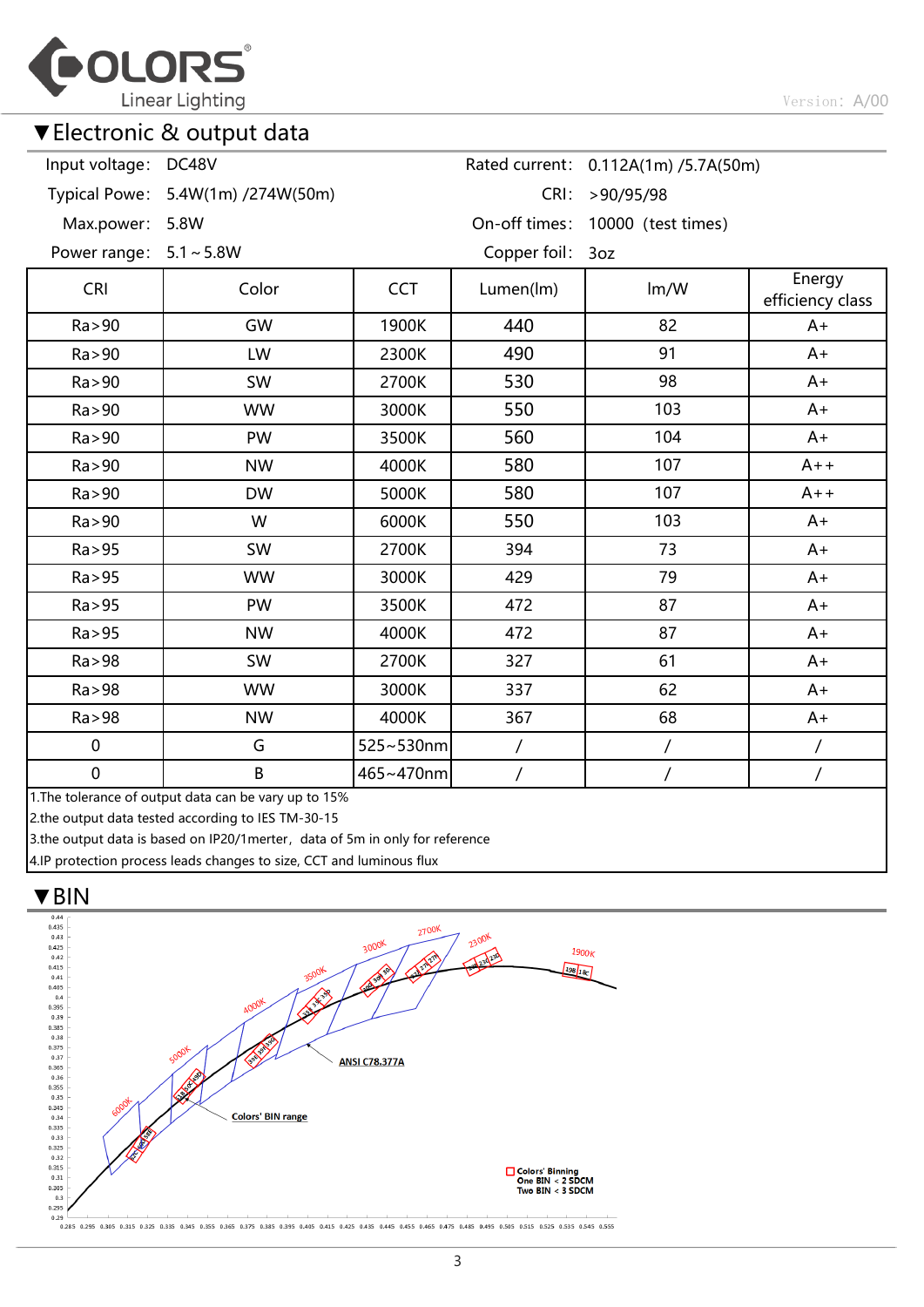## ▼Electronic & output data

| | | | |
|---|---|---|---|
| Input voltage: | DC48V | Rated current: | 0.112A(1m) /5.7A(50m) |
| Typical Powe: | 5.4W(1m) /274W(50m) | CRI: | >90/95/98 |
| Max.power: | 5.8W | On-off times: | 10000（test times) |
| Power range: | 5.1～5.8W | Copper foil: | 3oz |

| CRI | Color | CCT | Lumen(lm) | lm/W | Energy efficiency class |
|---|---|---|---|---|---|
| Ra>90 | GW | 1900K | 440 | 82 | A+ |
| Ra>90 | LW | 2300K | 490 | 91 | A+ |
| Ra>90 | SW | 2700K | 530 | 98 | A+ |
| Ra>90 | WW | 3000K | 550 | 103 | A+ |
| Ra>90 | PW | 3500K | 560 | 104 | A+ |
| Ra>90 | NW | 4000K | 580 | 107 | A++ |
| Ra>90 | DW | 5000K | 580 | 107 | A++ |
| Ra>90 | W | 6000K | 550 | 103 | A+ |
| Ra>95 | SW | 2700K | 394 | 73 | A+ |
| Ra>95 | WW | 3000K | 429 | 79 | A+ |
| Ra>95 | PW | 3500K | 472 | 87 | A+ |
| Ra>95 | NW | 4000K | 472 | 87 | A+ |
| Ra>98 | SW | 2700K | 327 | 61 | A+ |
| Ra>98 | WW | 3000K | 337 | 62 | A+ |
| Ra>98 | NW | 4000K | 367 | 68 | A+ |
| 0 | G | 525~530nm | / | / | / |
| 0 | B | 465~470nm | / | / | / |

1.The tolerance of output data can be vary up to 15%
2.the output data tested according to IES TM-30-15
3.the output data is based on IP20/1merter，data of 5m in only for reference
4.IP protection process leads changes to size, CCT and luminous flux

## ▼BIN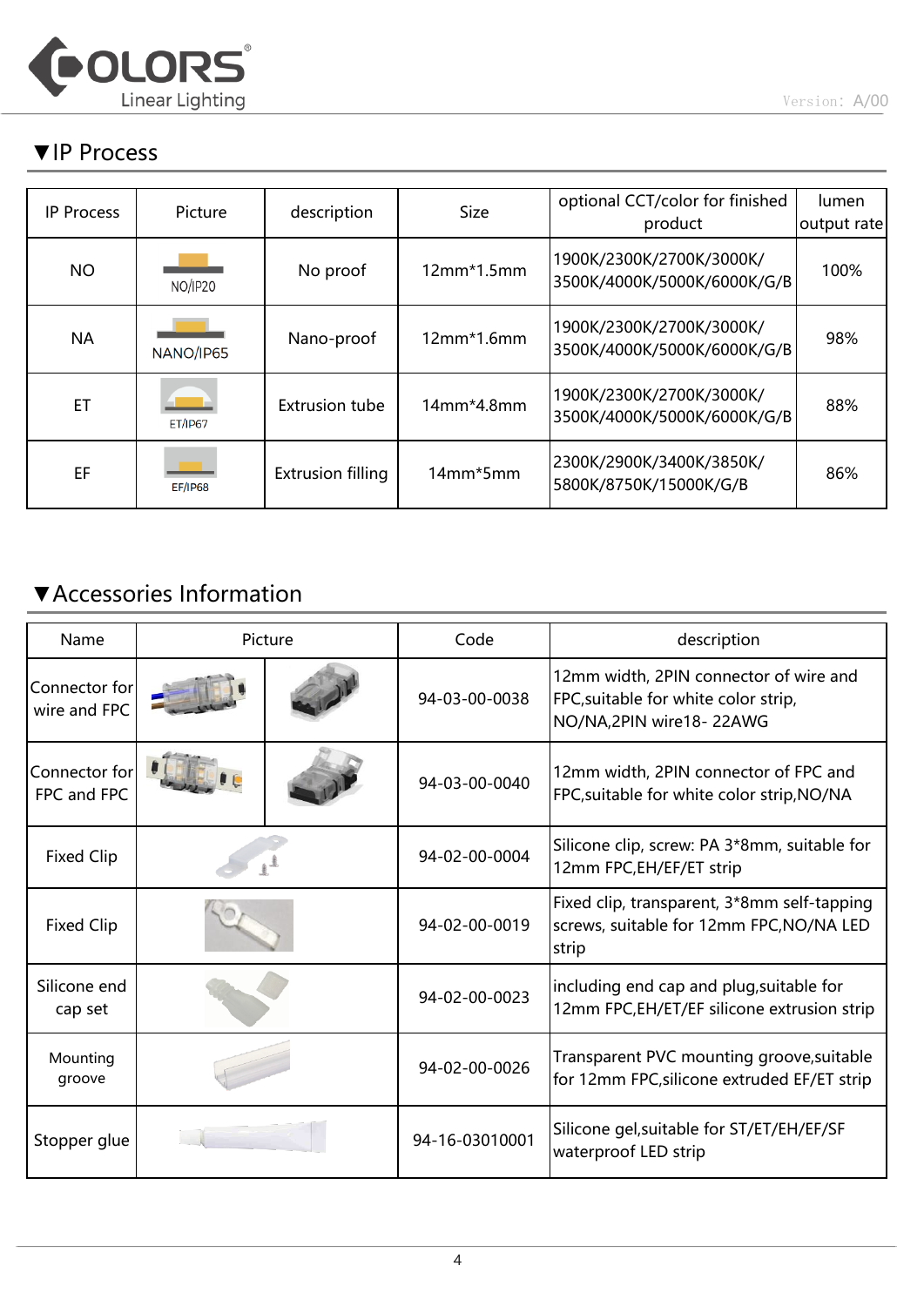## ▼IP Process

| IP Process | Picture | description | Size | optional CCT/color for finished product | lumen output rate |
|---|---|---|---|---|---|
| NO | NO/IP20 | No proof | 12mm*1.5mm | 1900K/2300K/2700K/3000K/ 3500K/4000K/5000K/6000K/G/B | 100% |
| NA | NANO/IP65 | Nano-proof | 12mm*1.6mm | 1900K/2300K/2700K/3000K/ 3500K/4000K/5000K/6000K/G/B | 98% |
| ET | ET/IP67 | Extrusion tube | 14mm*4.8mm | 1900K/2300K/2700K/3000K/ 3500K/4000K/5000K/6000K/G/B | 88% |
| EF | EF/IP68 | Extrusion filling | 14mm*5mm | 2300K/2900K/3400K/3850K/ 5800K/8750K/15000K/G/B | 86% |

## ▼Accessories Information

| Name | Picture | | Code | description |
|---|---|---|---|---|
| Connector for wire and FPC | | | 94-03-00-0038 | 12mm width, 2PIN connector of wire and FPC,suitable for white color strip, NO/NA,2PIN wire18- 22AWG |
| Connector for FPC and FPC | | | 94-03-00-0040 | 12mm width, 2PIN connector of FPC and FPC,suitable for white color strip,NO/NA |
| Fixed Clip | | | 94-02-00-0004 | Silicone clip, screw: PA 3*8mm, suitable for 12mm FPC,EH/EF/ET strip |
| Fixed Clip | | | 94-02-00-0019 | Fixed clip, transparent, 3*8mm self-tapping screws, suitable for 12mm FPC,NO/NA LED strip |
| Silicone end cap set | | | 94-02-00-0023 | including end cap and plug,suitable for 12mm FPC,EH/ET/EF silicone extrusion strip |
| Mounting groove | | | 94-02-00-0026 | Transparent PVC mounting groove,suitable for 12mm FPC,silicone extruded EF/ET strip |
| Stopper glue | | | 94-16-03010001 | Silicone gel,suitable for ST/ET/EH/EF/SF waterproof LED strip |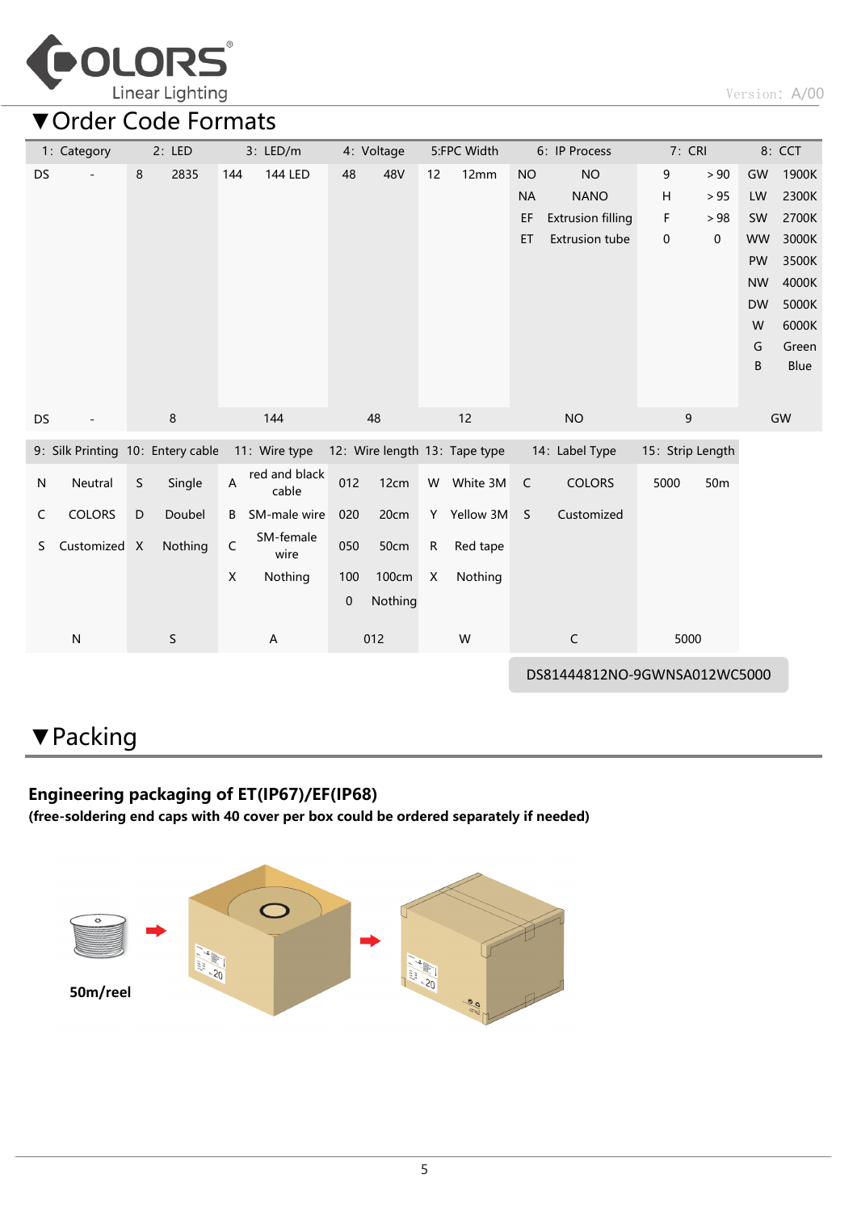## ▼Order Code Formats

| 1: Category | | 2: LED | | 3: LED/m | | 4: Voltage | | 5:FPC Width | | 6: IP Process | | 7: CRI | | 8: CCT | |
|---|---|---|---|---|---|---|---|---|---|---|---|---|---|---|---|
| DS | - | 8 | 2835 | 144 | 144 LED | 48 | 48V | 12 | 12mm | NO | NO | 9 | ＞90 | GW | 1900K |
| | | | | | | | | | | NA | NANO | H | ＞95 | LW | 2300K |
| | | | | | | | | | | EF | Extrusion filling | F | ＞98 | SW | 2700K |
| | | | | | | | | | | ET | Extrusion tube | 0 | 0 | WW | 3000K |
| | | | | | | | | | | | | | | PW | 3500K |
| | | | | | | | | | | | | | | NW | 4000K |
| | | | | | | | | | | | | | | DW | 5000K |
| | | | | | | | | | | | | | | W | 6000K |
| | | | | | | | | | | | | | | G | Green |
| | | | | | | | | | | | | | | B | Blue |
| DS | - | 8 | | 144 | | 48 | | 12 | | NO | | 9 | | GW | |

| 9: Silk Printing | | 10: Entery cable | | 11: Wire type | | 12: Wire length | | 13: Tape type | | 14: Label Type | | 15: Strip Length | |
|---|---|---|---|---|---|---|---|---|---|---|---|---|---|
| N | Neutral | S | Single | A | red and black cable | 012 | 12cm | W | White 3M | C | COLORS | 5000 | 50m |
| C | COLORS | D | Doubel | B | SM-male wire | 020 | 20cm | Y | Yellow 3M | S | Customized | | |
| S | Customized | X | Nothing | C | SM-female wire | 050 | 50cm | R | Red tape | | | | |
| | | | | X | Nothing | 100 | 100cm | X | Nothing | | | | |
| | | | | | | 0 | Nothing | | | | | | |
| N | | S | | A | | 012 | | W | | C | | 5000 | |

DS81444812NO-9GWNSA012WC5000

## ▼Packing

**Engineering packaging of ET(IP67)/EF(IP68)**
**(free-soldering end caps with 40 cover per box could be ordered separately if needed)**

**50m/reel**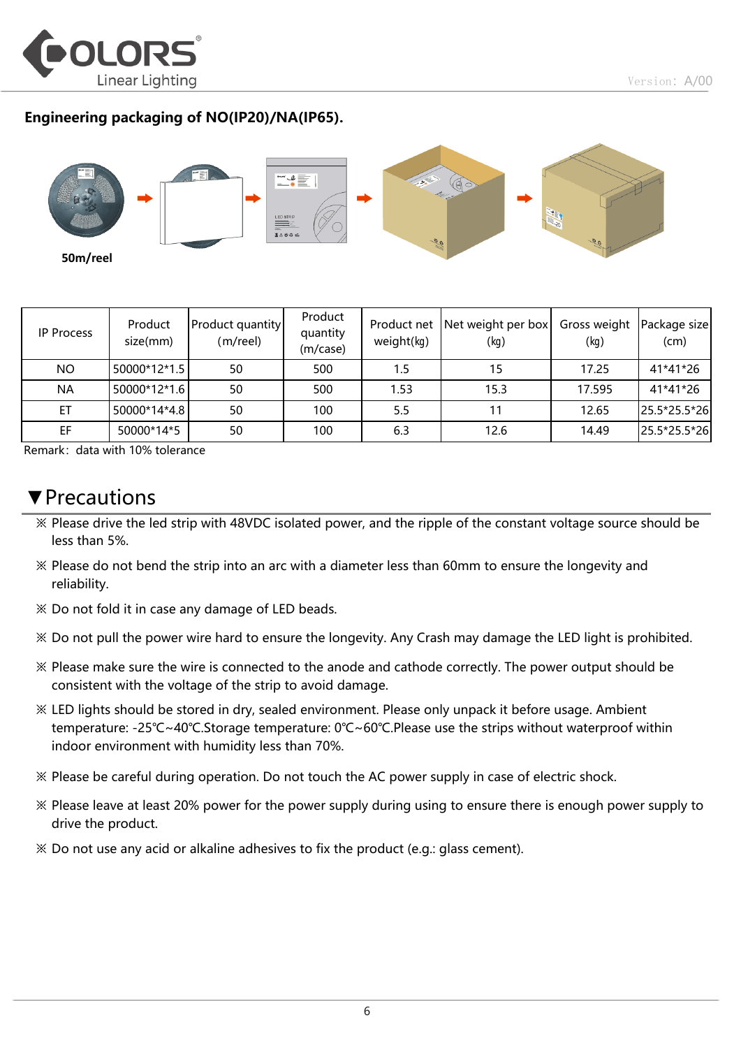## Engineering packaging of NO(IP20)/NA(IP65).

50m/reel

| IP Process | Product size(mm) | Product quantity (m/reel) | Product quantity (m/case) | Product net weight(kg) | Net weight per box (kg) | Gross weight (kg) | Package size (cm) |
|---|---|---|---|---|---|---|---|
| NO | 50000*12*1.5 | 50 | 500 | 1.5 | 15 | 17.25 | 41*41*26 |
| NA | 50000*12*1.6 | 50 | 500 | 1.53 | 15.3 | 17.595 | 41*41*26 |
| ET | 50000*14*4.8 | 50 | 100 | 5.5 | 11 | 12.65 | 25.5*25.5*26 |
| EF | 50000*14*5 | 50 | 100 | 6.3 | 12.6 | 14.49 | 25.5*25.5*26 |

Remark：data with 10% tolerance

# ▼Precautions

※ Please drive the led strip with 48VDC isolated power, and the ripple of the constant voltage source should be less than 5%.

※ Please do not bend the strip into an arc with a diameter less than 60mm to ensure the longevity and reliability.

※ Do not fold it in case any damage of LED beads.

※ Do not pull the power wire hard to ensure the longevity. Any Crash may damage the LED light is prohibited.

※ Please make sure the wire is connected to the anode and cathode correctly. The power output should be consistent with the voltage of the strip to avoid damage.

※ LED lights should be stored in dry, sealed environment. Please only unpack it before usage. Ambient temperature: -25℃~40℃.Storage temperature: 0℃~60℃.Please use the strips without waterproof within indoor environment with humidity less than 70%.

※ Please be careful during operation. Do not touch the AC power supply in case of electric shock.

※ Please leave at least 20% power for the power supply during using to ensure there is enough power supply to drive the product.

※ Do not use any acid or alkaline adhesives to fix the product (e.g.: glass cement).